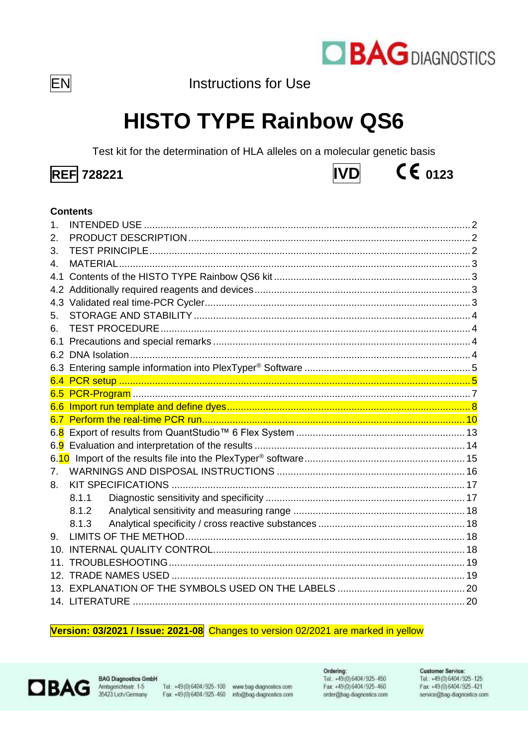EN

Instructions for Use

# HISTO TYPE Rainbow QS6

Test kit for the determination of HLA alleles on a molecular genetic basis

**REF 728221** **IVD** CE **0123**

**Contents**

1. INTENDED USE ..... 2
2. PRODUCT DESCRIPTION ..... 2
3. TEST PRINCIPLE ..... 2
4. MATERIAL ..... 3

4.1 Contents of the HISTO TYPE Rainbow QS6 kit ..... 3
4.2 Additionally required reagents and devices ..... 3
4.3 Validated real time-PCR Cycler ..... 3

5. STORAGE AND STABILITY ..... 4
6. TEST PROCEDURE ..... 4

6.1 Precautions and special remarks ..... 4
6.2 DNA Isolation ..... 4
6.3 Entering sample information into PlexTyper® Software ..... 5
6.4 PCR setup ..... 5
6.5 PCR-Program ..... 7
6.6 Import run template and define dyes ..... 8
6.7 Perform the real-time PCR run ..... 10
6.8 Export of results from QuantStudio™ 6 Flex System ..... 13
6.9 Evaluation and interpretation of the results ..... 14
6.10 Import of the results file into the PlexTyper® software ..... 15

7. WARNINGS AND DISPOSAL INSTRUCTIONS ..... 16
8. KIT SPECIFICATIONS ..... 17
   - 8.1.1 Diagnostic sensitivity and specificity ..... 17
   - 8.1.2 Analytical sensitivity and measuring range ..... 18
   - 8.1.3 Analytical specificity / cross reactive substances ..... 18
9. LIMITS OF THE METHOD ..... 18
10. INTERNAL QUALITY CONTROL ..... 18
11. TROUBLESHOOTING ..... 19
12. TRADE NAMES USED ..... 19
13. EXPLANATION OF THE SYMBOLS USED ON THE LABELS ..... 20
14. LITERATURE ..... 20

**Version: 03/2021 / Issue: 2021-08** Changes to version 02/2021 are marked in yellow

BAG Diagnostics GmbH
Amtsgerichtsstr. 1-5
35423 Lich/Germany

Tel.: +49(0)6404/925-100
Fax: +49(0)6404/925-460

www.bag-diagnostics.com
info@bag-diagnostics.com

**Ordering:**
Tel.: +49(0)6404/925-450
Fax: +49(0)6404/925-460
order@bag-diagnostics.com

**Customer Service:**
Tel.: +49(0)6404/925-125
Fax: +49(0)6404/925-421
service@bag-diagnostics.com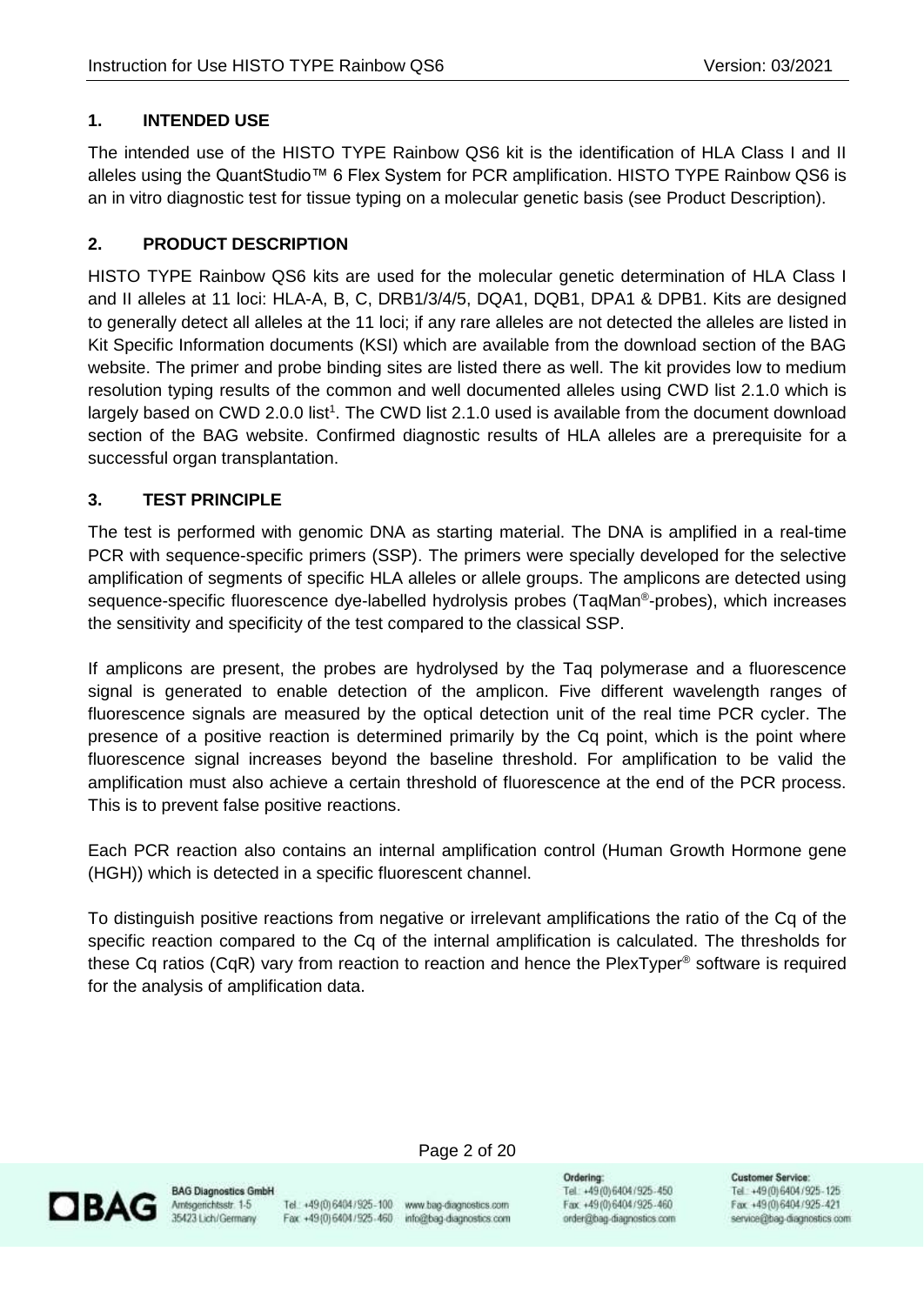## 1. INTENDED USE

The intended use of the HISTO TYPE Rainbow QS6 kit is the identification of HLA Class I and II alleles using the QuantStudio™ 6 Flex System for PCR amplification. HISTO TYPE Rainbow QS6 is an in vitro diagnostic test for tissue typing on a molecular genetic basis (see Product Description).

## 2. PRODUCT DESCRIPTION

HISTO TYPE Rainbow QS6 kits are used for the molecular genetic determination of HLA Class I and II alleles at 11 loci: HLA-A, B, C, DRB1/3/4/5, DQA1, DQB1, DPA1 & DPB1. Kits are designed to generally detect all alleles at the 11 loci; if any rare alleles are not detected the alleles are listed in Kit Specific Information documents (KSI) which are available from the download section of the BAG website. The primer and probe binding sites are listed there as well. The kit provides low to medium resolution typing results of the common and well documented alleles using CWD list 2.1.0 which is largely based on CWD 2.0.0 list[1]. The CWD list 2.1.0 used is available from the document download section of the BAG website. Confirmed diagnostic results of HLA alleles are a prerequisite for a successful organ transplantation.

## 3. TEST PRINCIPLE

The test is performed with genomic DNA as starting material. The DNA is amplified in a real-time PCR with sequence-specific primers (SSP). The primers were specially developed for the selective amplification of segments of specific HLA alleles or allele groups. The amplicons are detected using sequence-specific fluorescence dye-labelled hydrolysis probes (TaqMan®-probes), which increases the sensitivity and specificity of the test compared to the classical SSP.

If amplicons are present, the probes are hydrolysed by the Taq polymerase and a fluorescence signal is generated to enable detection of the amplicon. Five different wavelength ranges of fluorescence signals are measured by the optical detection unit of the real time PCR cycler. The presence of a positive reaction is determined primarily by the Cq point, which is the point where fluorescence signal increases beyond the baseline threshold. For amplification to be valid the amplification must also achieve a certain threshold of fluorescence at the end of the PCR process. This is to prevent false positive reactions.

Each PCR reaction also contains an internal amplification control (Human Growth Hormone gene (HGH)) which is detected in a specific fluorescent channel.

To distinguish positive reactions from negative or irrelevant amplifications the ratio of the Cq of the specific reaction compared to the Cq of the internal amplification is calculated. The thresholds for these Cq ratios (CqR) vary from reaction to reaction and hence the PlexTyper® software is required for the analysis of amplification data.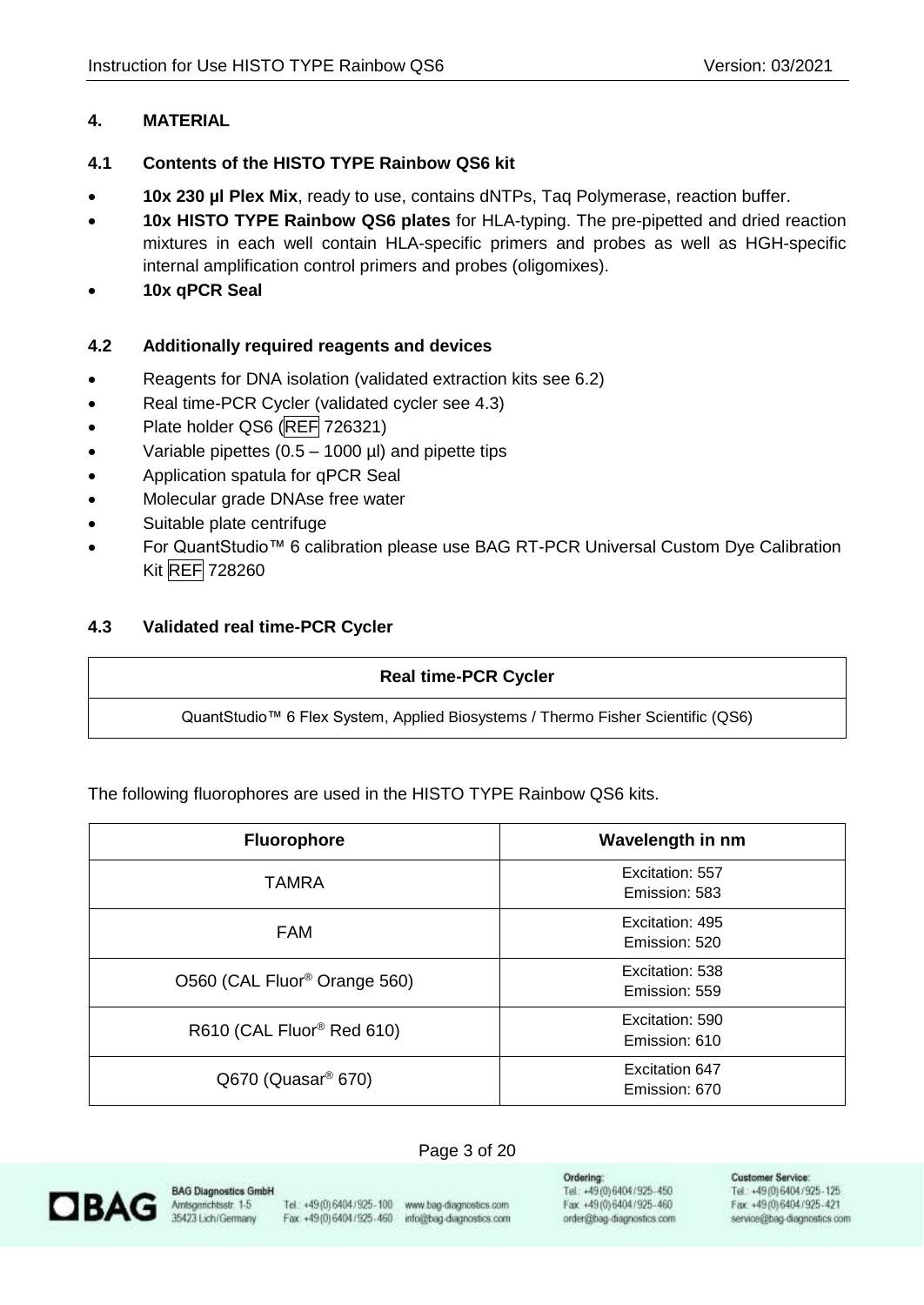## 4. MATERIAL

### 4.1 Contents of the HISTO TYPE Rainbow QS6 kit

- **10x 230 µl Plex Mix**, ready to use, contains dNTPs, Taq Polymerase, reaction buffer.
- **10x HISTO TYPE Rainbow QS6 plates** for HLA-typing. The pre-pipetted and dried reaction mixtures in each well contain HLA-specific primers and probes as well as HGH-specific internal amplification control primers and probes (oligomixes).
- **10x qPCR Seal**

### 4.2 Additionally required reagents and devices

- Reagents for DNA isolation (validated extraction kits see 6.2)
- Real time-PCR Cycler (validated cycler see 4.3)
- Plate holder QS6 (REF 726321)
- Variable pipettes (0.5 – 1000 µl) and pipette tips
- Application spatula for qPCR Seal
- Molecular grade DNAse free water
- Suitable plate centrifuge
- For QuantStudio™ 6 calibration please use BAG RT-PCR Universal Custom Dye Calibration Kit REF 728260

### 4.3 Validated real time-PCR Cycler

| Real time-PCR Cycler |
|---|
| QuantStudio™ 6 Flex System, Applied Biosystems / Thermo Fisher Scientific (QS6) |

The following fluorophores are used in the HISTO TYPE Rainbow QS6 kits.

| Fluorophore | Wavelength in nm |
|---|---|
| TAMRA | Excitation: 557<br>Emission: 583 |
| FAM | Excitation: 495<br>Emission: 520 |
| O560 (CAL Fluor® Orange 560) | Excitation: 538<br>Emission: 559 |
| R610 (CAL Fluor® Red 610) | Excitation: 590<br>Emission: 610 |
| Q670 (Quasar® 670) | Excitation 647<br>Emission: 670 |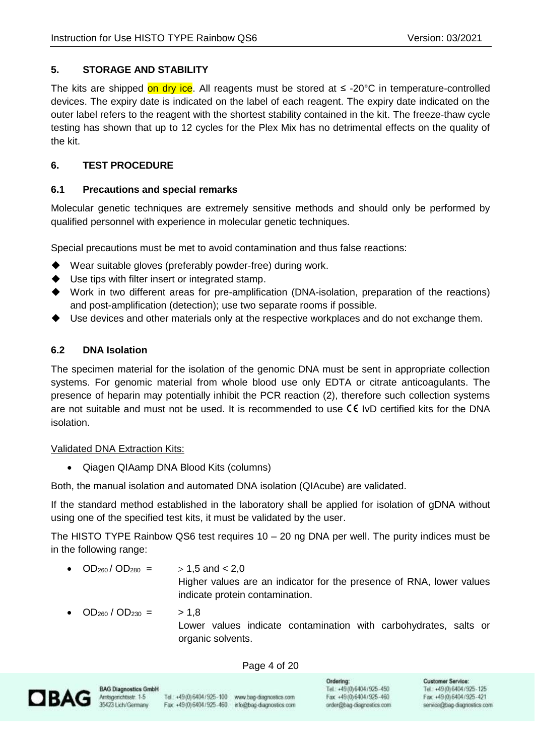## 5. STORAGE AND STABILITY

The kits are shipped on dry ice. All reagents must be stored at ≤ -20°C in temperature-controlled devices. The expiry date is indicated on the label of each reagent. The expiry date indicated on the outer label refers to the reagent with the shortest stability contained in the kit. The freeze-thaw cycle testing has shown that up to 12 cycles for the Plex Mix has no detrimental effects on the quality of the kit.

## 6. TEST PROCEDURE

### 6.1 Precautions and special remarks

Molecular genetic techniques are extremely sensitive methods and should only be performed by qualified personnel with experience in molecular genetic techniques.

Special precautions must be met to avoid contamination and thus false reactions:

- Wear suitable gloves (preferably powder-free) during work.
- Use tips with filter insert or integrated stamp.
- Work in two different areas for pre-amplification (DNA-isolation, preparation of the reactions) and post-amplification (detection); use two separate rooms if possible.
- Use devices and other materials only at the respective workplaces and do not exchange them.

### 6.2 DNA Isolation

The specimen material for the isolation of the genomic DNA must be sent in appropriate collection systems. For genomic material from whole blood use only EDTA or citrate anticoagulants. The presence of heparin may potentially inhibit the PCR reaction (2), therefore such collection systems are not suitable and must not be used. It is recommended to use CE IvD certified kits for the DNA isolation.

Validated DNA Extraction Kits:

- Qiagen QIAamp DNA Blood Kits (columns)

Both, the manual isolation and automated DNA isolation (QIAcube) are validated.

If the standard method established in the laboratory shall be applied for isolation of gDNA without using one of the specified test kits, it must be validated by the user.

The HISTO TYPE Rainbow QS6 test requires 10 – 20 ng DNA per well. The purity indices must be in the following range:

- $OD_{260} / OD_{280}$ = > 1,5 and < 2,0
  Higher values are an indicator for the presence of RNA, lower values indicate protein contamination.
- $OD_{260} / OD_{230}$ = > 1,8
  Lower values indicate contamination with carbohydrates, salts or organic solvents.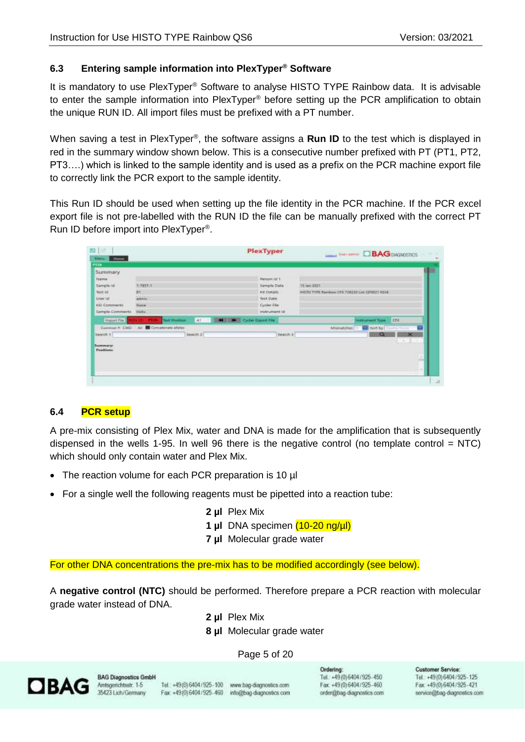## 6.3 Entering sample information into PlexTyper® Software

It is mandatory to use PlexTyper® Software to analyse HISTO TYPE Rainbow data. It is advisable to enter the sample information into PlexTyper® before setting up the PCR amplification to obtain the unique RUN ID. All import files must be prefixed with a PT number.

When saving a test in PlexTyper®, the software assigns a **Run ID** to the test which is displayed in red in the summary window shown below. This is a consecutive number prefixed with PT (PT1, PT2, PT3….) which is linked to the sample identity and is used as a prefix on the PCR machine export file to correctly link the PCR export to the sample identity.

This Run ID should be used when setting up the file identity in the PCR machine. If the PCR excel export file is not pre-labelled with the RUN ID the file can be manually prefixed with the correct PT Run ID before import into PlexTyper®.

## 6.4 PCR setup

A pre-mix consisting of Plex Mix, water and DNA is made for the amplification that is subsequently dispensed in the wells 1-95. In well 96 there is the negative control (no template control = NTC) which should only contain water and Plex Mix.

- The reaction volume for each PCR preparation is 10 µl
- For a single well the following reagents must be pipetted into a reaction tube:

**2 µl** Plex Mix
**1 µl** DNA specimen (10-20 ng/µl)
**7 µl** Molecular grade water

For other DNA concentrations the pre-mix has to be modified accordingly (see below).

A **negative control (NTC)** should be performed. Therefore prepare a PCR reaction with molecular grade water instead of DNA.

**2 µl** Plex Mix
**8 µl** Molecular grade water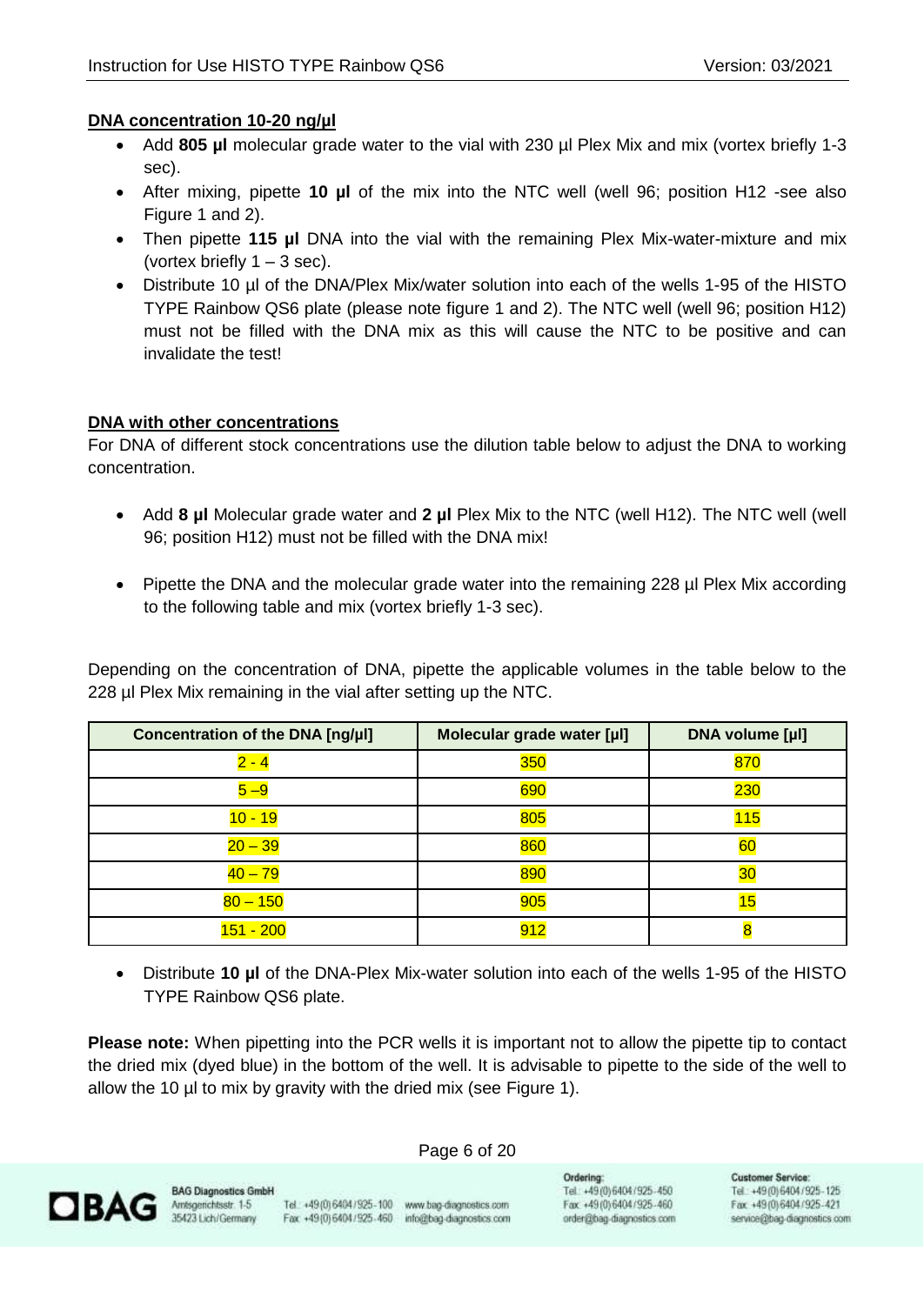**<u>DNA concentration 10-20 ng/µl</u>**

- Add **805 µl** molecular grade water to the vial with 230 µl Plex Mix and mix (vortex briefly 1-3 sec).
- After mixing, pipette **10 µl** of the mix into the NTC well (well 96; position H12 -see also Figure 1 and 2).
- Then pipette **115 µl** DNA into the vial with the remaining Plex Mix-water-mixture and mix (vortex briefly 1 – 3 sec).
- Distribute 10 µl of the DNA/Plex Mix/water solution into each of the wells 1-95 of the HISTO TYPE Rainbow QS6 plate (please note figure 1 and 2). The NTC well (well 96; position H12) must not be filled with the DNA mix as this will cause the NTC to be positive and can invalidate the test!

**<u>DNA with other concentrations</u>**

For DNA of different stock concentrations use the dilution table below to adjust the DNA to working concentration.

- Add **8 µl** Molecular grade water and **2 µl** Plex Mix to the NTC (well H12). The NTC well (well 96; position H12) must not be filled with the DNA mix!

- Pipette the DNA and the molecular grade water into the remaining 228 µl Plex Mix according to the following table and mix (vortex briefly 1-3 sec).

Depending on the concentration of DNA, pipette the applicable volumes in the table below to the 228 µl Plex Mix remaining in the vial after setting up the NTC.

| Concentration of the DNA [ng/µl] | Molecular grade water [µl] | DNA volume [µl] |
|---|---|---|
| 2 - 4 | 350 | 870 |
| 5 –9 | 690 | 230 |
| 10 - 19 | 805 | 115 |
| 20 – 39 | 860 | 60 |
| 40 – 79 | 890 | 30 |
| 80 – 150 | 905 | 15 |
| 151 - 200 | 912 | 8 |

- Distribute **10 µl** of the DNA-Plex Mix-water solution into each of the wells 1-95 of the HISTO TYPE Rainbow QS6 plate.

**Please note:** When pipetting into the PCR wells it is important not to allow the pipette tip to contact the dried mix (dyed blue) in the bottom of the well. It is advisable to pipette to the side of the well to allow the 10 µl to mix by gravity with the dried mix (see Figure 1).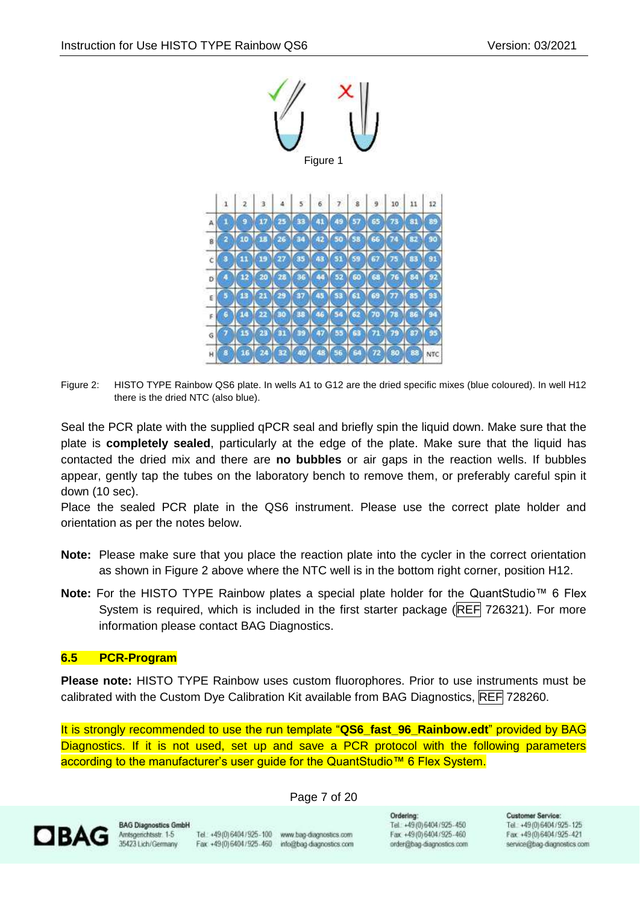Figure 1

Figure 2: HISTO TYPE Rainbow QS6 plate. In wells A1 to G12 are the dried specific mixes (blue coloured). In well H12 there is the dried NTC (also blue).

Seal the PCR plate with the supplied qPCR seal and briefly spin the liquid down. Make sure that the plate is **completely sealed**, particularly at the edge of the plate. Make sure that the liquid has contacted the dried mix and there are **no bubbles** or air gaps in the reaction wells. If bubbles appear, gently tap the tubes on the laboratory bench to remove them, or preferably careful spin it down (10 sec).

Place the sealed PCR plate in the QS6 instrument. Please use the correct plate holder and orientation as per the notes below.

**Note:** Please make sure that you place the reaction plate into the cycler in the correct orientation as shown in Figure 2 above where the NTC well is in the bottom right corner, position H12.

**Note:** For the HISTO TYPE Rainbow plates a special plate holder for the QuantStudio™ 6 Flex System is required, which is included in the first starter package (REF 726321). For more information please contact BAG Diagnostics.

## 6.5 PCR-Program

**Please note:** HISTO TYPE Rainbow uses custom fluorophores. Prior to use instruments must be calibrated with the Custom Dye Calibration Kit available from BAG Diagnostics, REF 728260.

It is strongly recommended to use the run template "**QS6_fast_96_Rainbow.edt**" provided by BAG Diagnostics. If it is not used, set up and save a PCR protocol with the following parameters according to the manufacturer's user guide for the QuantStudio™ 6 Flex System.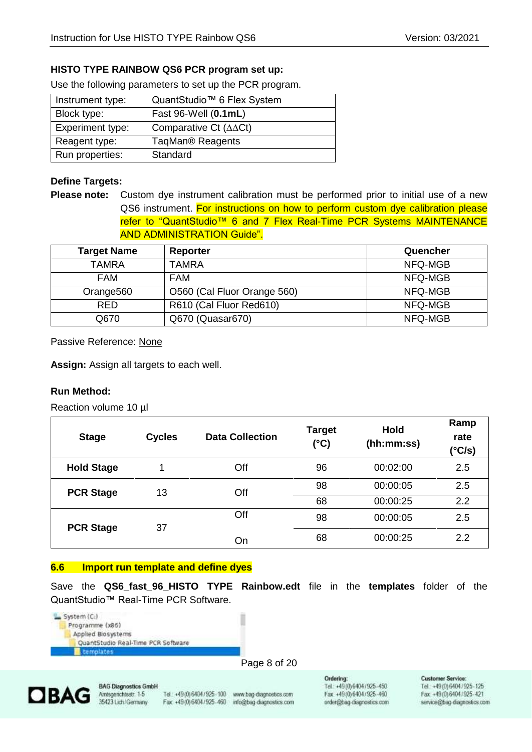**HISTO TYPE RAINBOW QS6 PCR program set up:**

Use the following parameters to set up the PCR program.

| Instrument type: | QuantStudio™ 6 Flex System |
|---|---|
| Block type: | Fast 96-Well (**0.1mL**) |
| Experiment type: | Comparative Ct (ΔΔCt) |
| Reagent type: | TaqMan® Reagents |
| Run properties: | Standard |

**Define Targets:**

**Please note:** Custom dye instrument calibration must be performed prior to initial use of a new QS6 instrument. For instructions on how to perform custom dye calibration please refer to "QuantStudio™ 6 and 7 Flex Real-Time PCR Systems MAINTENANCE AND ADMINISTRATION Guide".

| Target Name | Reporter | Quencher |
|---|---|---|
| TAMRA | TAMRA | NFQ-MGB |
| FAM | FAM | NFQ-MGB |
| Orange560 | O560 (Cal Fluor Orange 560) | NFQ-MGB |
| RED | R610 (Cal Fluor Red610) | NFQ-MGB |
| Q670 | Q670 (Quasar670) | NFQ-MGB |

Passive Reference: None

**Assign:** Assign all targets to each well.

**Run Method:**

Reaction volume 10 µl

| Stage | Cycles | Data Collection | Target (°C) | Hold (hh:mm:ss) | Ramp rate (°C/s) |
|---|---|---|---|---|---|
| **Hold Stage** | 1 | Off | 96 | 00:02:00 | 2.5 |
| **PCR Stage** | 13 | Off | 98 | 00:00:05 | 2.5 |
| | | | 68 | 00:00:25 | 2.2 |
| **PCR Stage** | 37 | Off | 98 | 00:00:05 | 2.5 |
| | | On | 68 | 00:00:25 | 2.2 |

## 6.6 Import run template and define dyes

Save the **QS6_fast_96_HISTO TYPE Rainbow.edt** file in the **templates** folder of the QuantStudio™ Real-Time PCR Software.

System (C:)
Programme (x86)
Applied Biosystems
QuantStudio Real-Time PCR Software
templates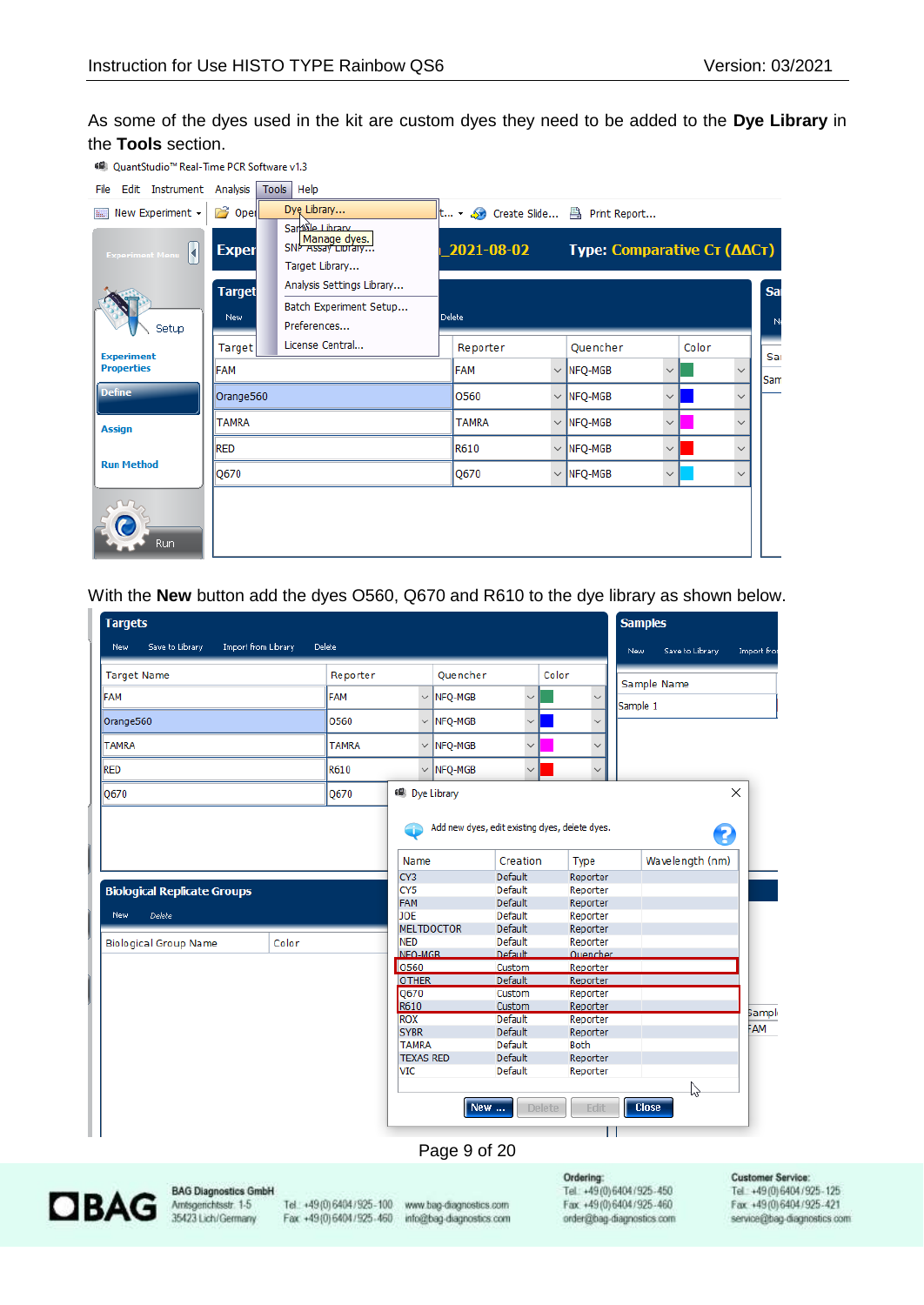As some of the dyes used in the kit are custom dyes they need to be added to the **Dye Library** in the **Tools** section.

With the **New** button add the dyes O560, Q670 and R610 to the dye library as shown below.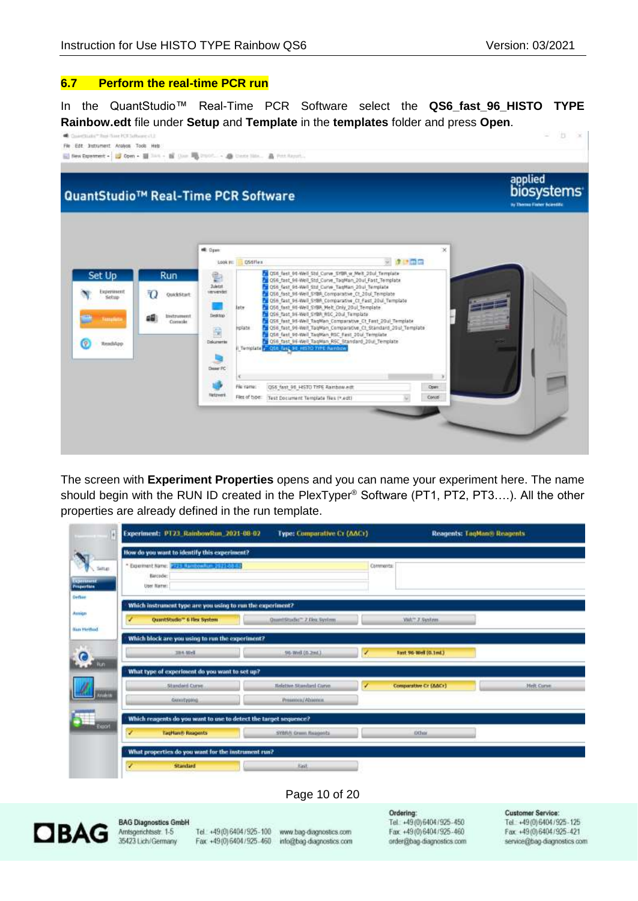## 6.7 Perform the real-time PCR run

In the QuantStudio™ Real-Time PCR Software select the **QS6_fast_96_HISTO TYPE Rainbow.edt** file under **Setup** and **Template** in the **templates** folder and press **Open**.

The screen with **Experiment Properties** opens and you can name your experiment here. The name should begin with the RUN ID created in the PlexTyper® Software (PT1, PT2, PT3….). All the other properties are already defined in the run template.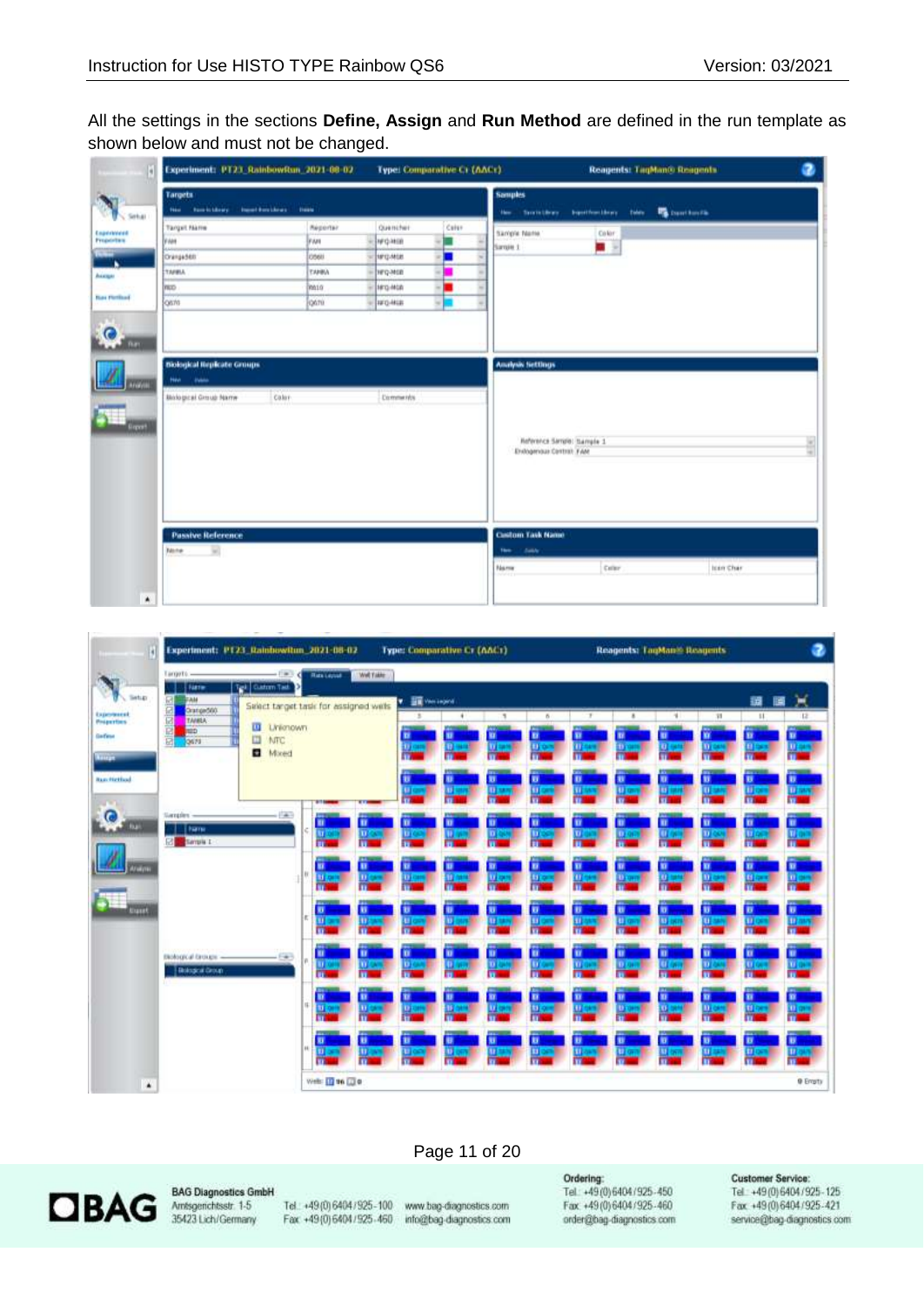All the settings in the sections **Define, Assign** and **Run Method** are defined in the run template as shown below and must not be changed.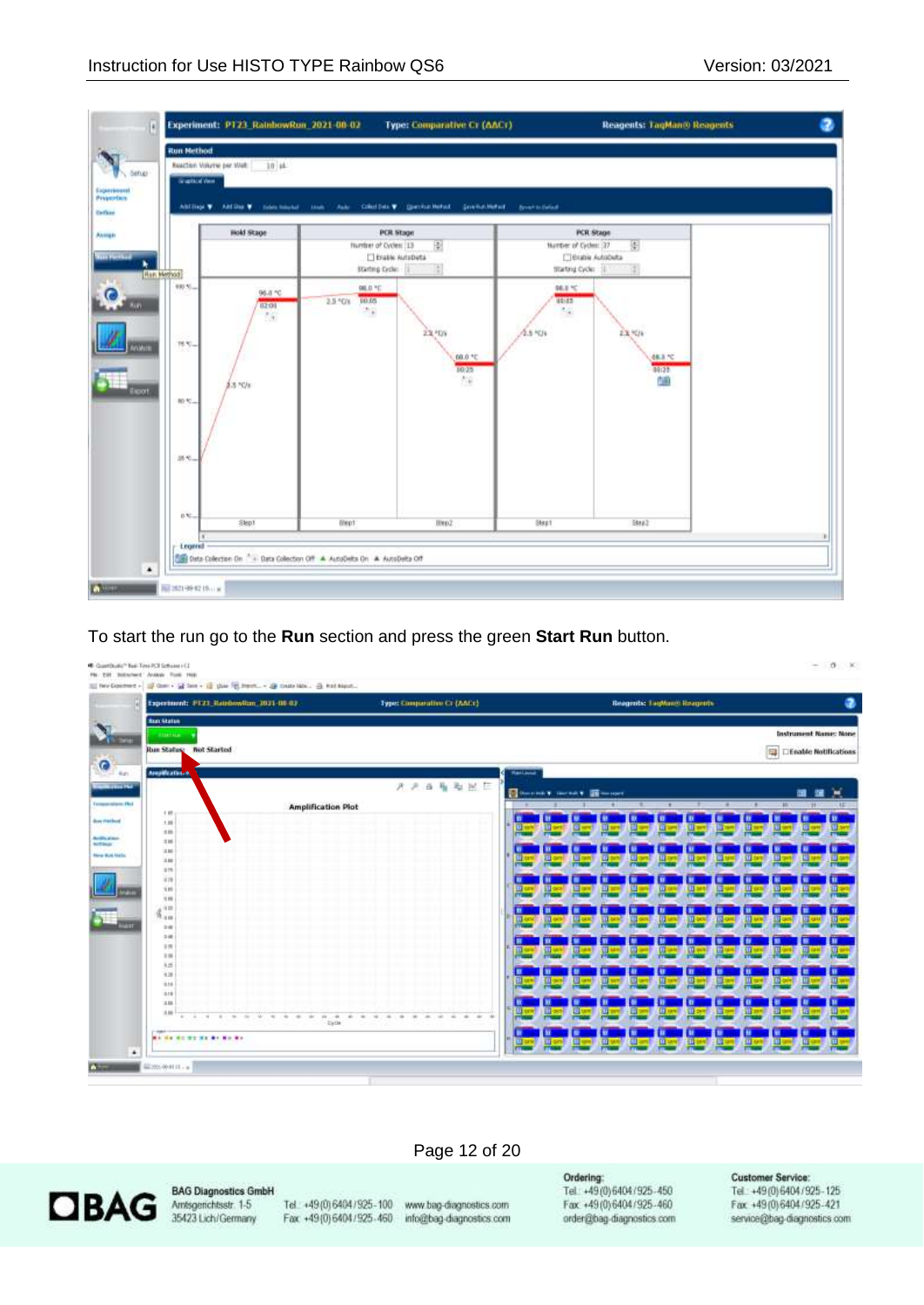To start the run go to the **Run** section and press the green **Start Run** button.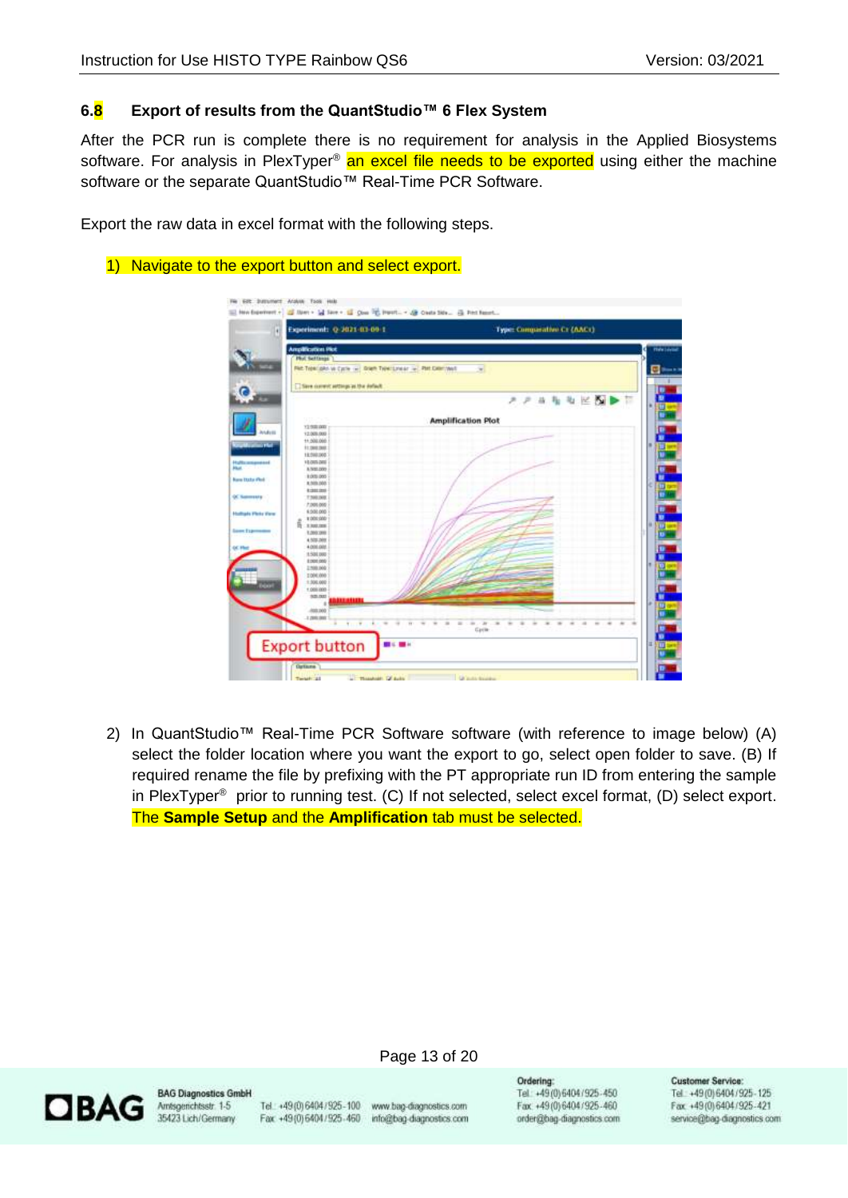## 6.8 Export of results from the QuantStudio™ 6 Flex System

After the PCR run is complete there is no requirement for analysis in the Applied Biosystems software. For analysis in PlexTyper® an excel file needs to be exported using either the machine software or the separate QuantStudio™ Real-Time PCR Software.

Export the raw data in excel format with the following steps.

1) Navigate to the export button and select export.

2) In QuantStudio™ Real-Time PCR Software software (with reference to image below) (A) select the folder location where you want the export to go, select open folder to save. (B) If required rename the file by prefixing with the PT appropriate run ID from entering the sample in PlexTyper® prior to running test. (C) If not selected, select excel format, (D) select export. The **Sample Setup** and the **Amplification** tab must be selected.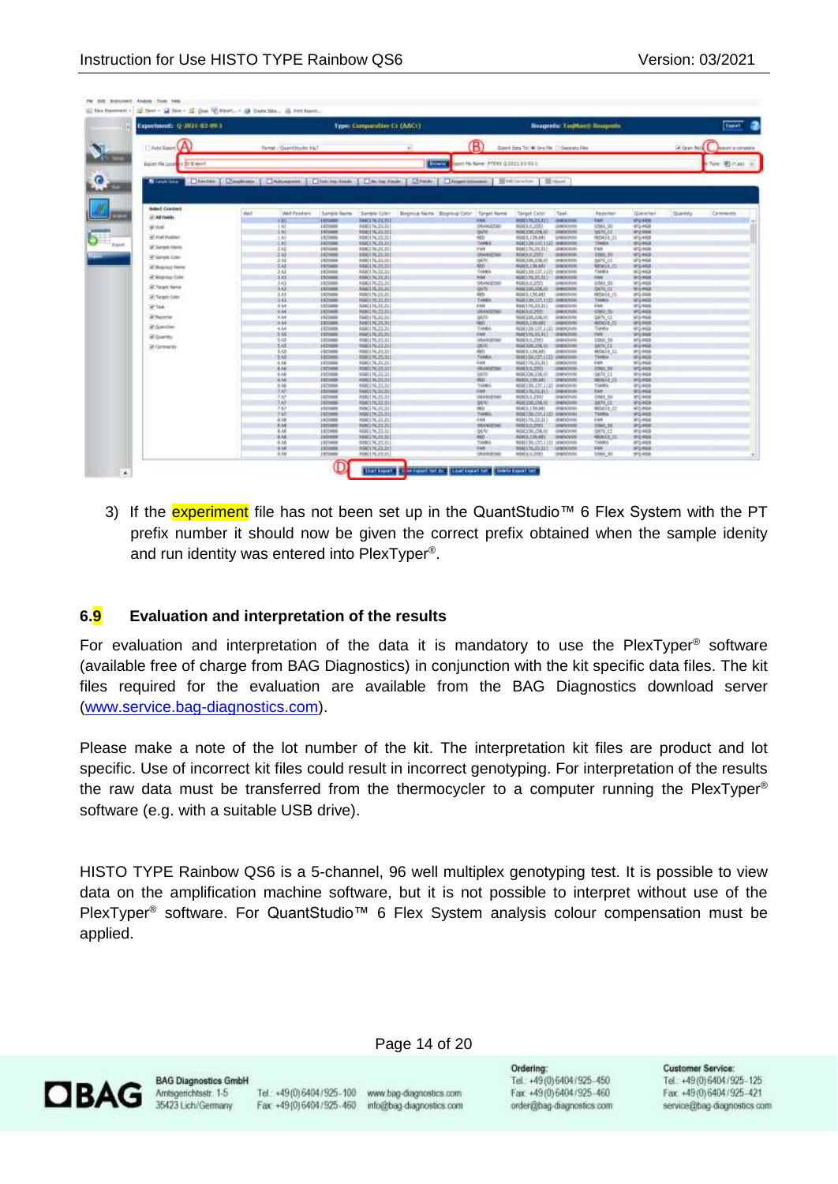3) If the experiment file has not been set up in the QuantStudio™ 6 Flex System with the PT prefix number it should now be given the correct prefix obtained when the sample idenity and run identity was entered into PlexTyper®.

## 6.9 Evaluation and interpretation of the results

For evaluation and interpretation of the data it is mandatory to use the PlexTyper® software (available free of charge from BAG Diagnostics) in conjunction with the kit specific data files. The kit files required for the evaluation are available from the BAG Diagnostics download server (www.service.bag-diagnostics.com).

Please make a note of the lot number of the kit. The interpretation kit files are product and lot specific. Use of incorrect kit files could result in incorrect genotyping. For interpretation of the results the raw data must be transferred from the thermocycler to a computer running the PlexTyper® software (e.g. with a suitable USB drive).

HISTO TYPE Rainbow QS6 is a 5-channel, 96 well multiplex genotyping test. It is possible to view data on the amplification machine software, but it is not possible to interpret without use of the PlexTyper® software. For QuantStudio™ 6 Flex System analysis colour compensation must be applied.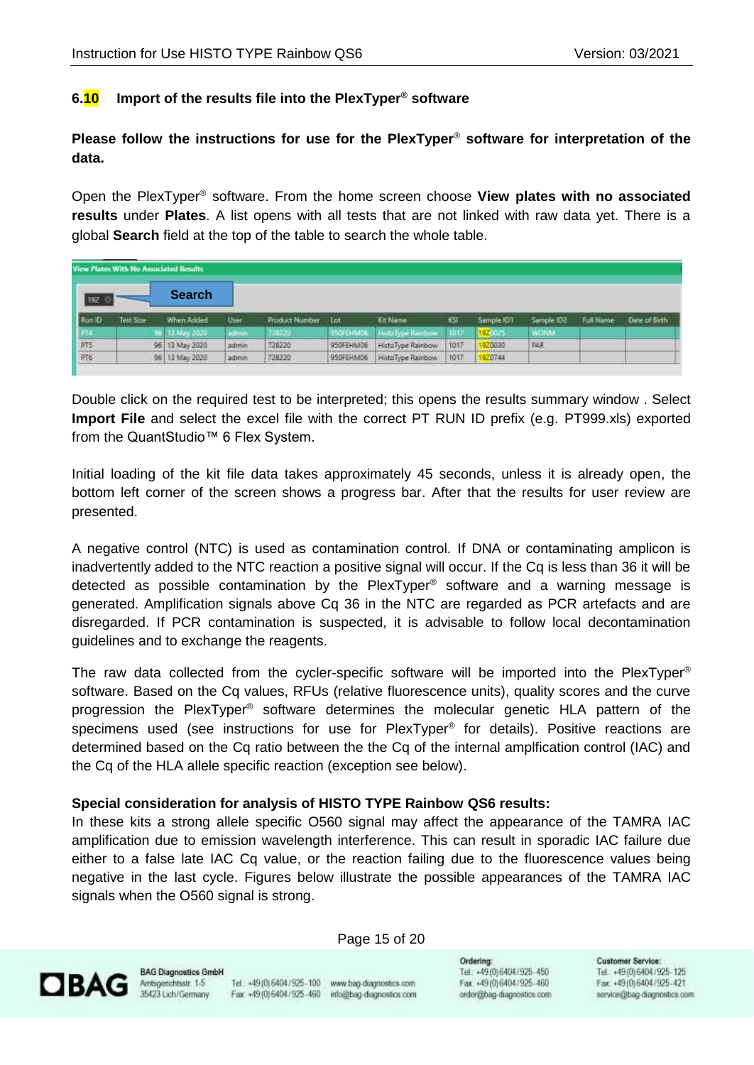## 6.10 Import of the results file into the PlexTyper® software

**Please follow the instructions for use for the PlexTyper® software for interpretation of the data.**

Open the PlexTyper® software. From the home screen choose **View plates with no associated results** under **Plates**. A list opens with all tests that are not linked with raw data yet. There is a global **Search** field at the top of the table to search the whole table.

**View Plates With No Associated Results**

19Z — **Search**

| Run ID | Test Size | When Added | User | Product Number | Lot | Kit Name | KSI | Sample ID1 | Sample ID2 | Full Name | Date of Birth |
|---|---|---|---|---|---|---|---|---|---|---|---|
| PT4 | 96 | 13 May 2020 | admin | 728220 | 950FEHM06 | HistoType Rainbow | 1017 | 19Z0025 | WONM | | |
| PT5 | 96 | 13 May 2020 | admin | 728220 | 950FEHM06 | HistoType Rainbow | 1017 | 19Z0030 | PAR | | |
| PT6 | 96 | 13 May 2020 | admin | 728220 | 950FEHM06 | HistoType Rainbow | 1017 | 19Z0744 | | | |

Double click on the required test to be interpreted; this opens the results summary window . Select **Import File** and select the excel file with the correct PT RUN ID prefix (e.g. PT999.xls) exported from the QuantStudio™ 6 Flex System.

Initial loading of the kit file data takes approximately 45 seconds, unless it is already open, the bottom left corner of the screen shows a progress bar. After that the results for user review are presented.

A negative control (NTC) is used as contamination control. If DNA or contaminating amplicon is inadvertently added to the NTC reaction a positive signal will occur. If the Cq is less than 36 it will be detected as possible contamination by the PlexTyper® software and a warning message is generated. Amplification signals above Cq 36 in the NTC are regarded as PCR artefacts and are disregarded. If PCR contamination is suspected, it is advisable to follow local decontamination guidelines and to exchange the reagents.

The raw data collected from the cycler-specific software will be imported into the PlexTyper® software. Based on the Cq values, RFUs (relative fluorescence units), quality scores and the curve progression the PlexTyper® software determines the molecular genetic HLA pattern of the specimens used (see instructions for use for PlexTyper® for details). Positive reactions are determined based on the Cq ratio between the the Cq of the internal amplfication control (IAC) and the Cq of the HLA allele specific reaction (exception see below).

**Special consideration for analysis of HISTO TYPE Rainbow QS6 results:**

In these kits a strong allele specific O560 signal may affect the appearance of the TAMRA IAC amplification due to emission wavelength interference. This can result in sporadic IAC failure due either to a false late IAC Cq value, or the reaction failing due to the fluorescence values being negative in the last cycle. Figures below illustrate the possible appearances of the TAMRA IAC signals when the O560 signal is strong.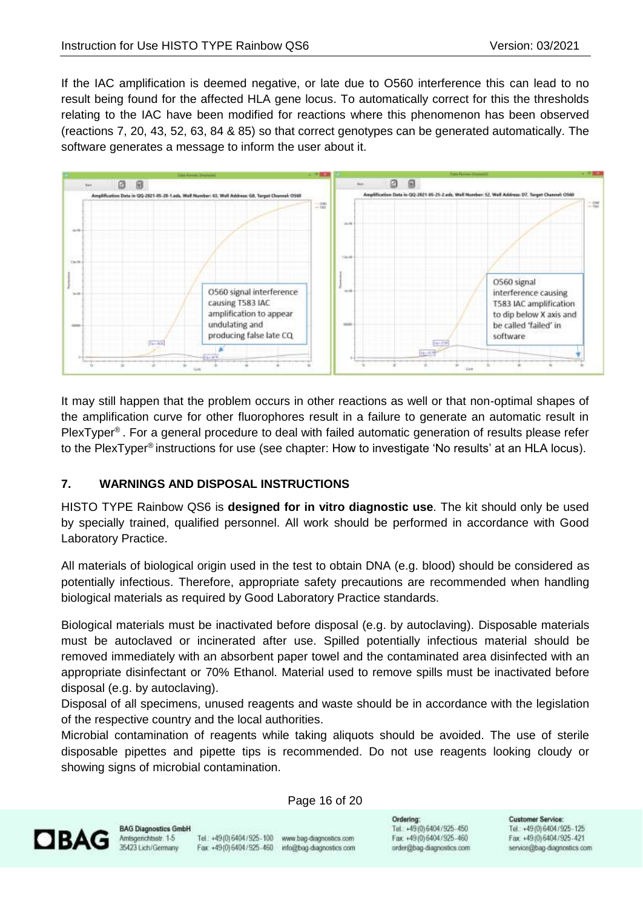If the IAC amplification is deemed negative, or late due to O560 interference this can lead to no result being found for the affected HLA gene locus. To automatically correct for this the thresholds relating to the IAC have been modified for reactions where this phenomenon has been observed (reactions 7, 20, 43, 52, 63, 84 & 85) so that correct genotypes can be generated automatically. The software generates a message to inform the user about it.

It may still happen that the problem occurs in other reactions as well or that non-optimal shapes of the amplification curve for other fluorophores result in a failure to generate an automatic result in PlexTyper®. For a general procedure to deal with failed automatic generation of results please refer to the PlexTyper® instructions for use (see chapter: How to investigate 'No results' at an HLA locus).

## 7. WARNINGS AND DISPOSAL INSTRUCTIONS

HISTO TYPE Rainbow QS6 is **designed for in vitro diagnostic use**. The kit should only be used by specially trained, qualified personnel. All work should be performed in accordance with Good Laboratory Practice.

All materials of biological origin used in the test to obtain DNA (e.g. blood) should be considered as potentially infectious. Therefore, appropriate safety precautions are recommended when handling biological materials as required by Good Laboratory Practice standards.

Biological materials must be inactivated before disposal (e.g. by autoclaving). Disposable materials must be autoclaved or incinerated after use. Spilled potentially infectious material should be removed immediately with an absorbent paper towel and the contaminated area disinfected with an appropriate disinfectant or 70% Ethanol. Material used to remove spills must be inactivated before disposal (e.g. by autoclaving).

Disposal of all specimens, unused reagents and waste should be in accordance with the legislation of the respective country and the local authorities.

Microbial contamination of reagents while taking aliquots should be avoided. The use of sterile disposable pipettes and pipette tips is recommended. Do not use reagents looking cloudy or showing signs of microbial contamination.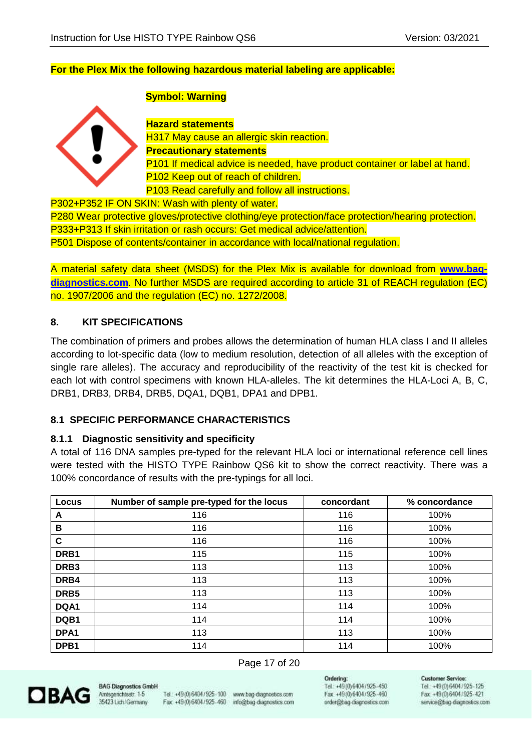**For the Plex Mix the following hazardous material labeling are applicable:**

**Symbol: Warning**

**Hazard statements**
H317 May cause an allergic skin reaction.
**Precautionary statements**
P101 If medical advice is needed, have product container or label at hand.
P102 Keep out of reach of children.
P103 Read carefully and follow all instructions.
P302+P352 IF ON SKIN: Wash with plenty of water.
P280 Wear protective gloves/protective clothing/eye protection/face protection/hearing protection.
P333+P313 If skin irritation or rash occurs: Get medical advice/attention.
P501 Dispose of contents/container in accordance with local/national regulation.

A material safety data sheet (MSDS) for the Plex Mix is available for download from **www.bag-diagnostics.com**. No further MSDS are required according to article 31 of REACH regulation (EC) no. 1907/2006 and the regulation (EC) no. 1272/2008.

## 8. KIT SPECIFICATIONS

The combination of primers and probes allows the determination of human HLA class I and II alleles according to lot-specific data (low to medium resolution, detection of all alleles with the exception of single rare alleles). The accuracy and reproducibility of the reactivity of the test kit is checked for each lot with control specimens with known HLA-alleles. The kit determines the HLA-Loci A, B, C, DRB1, DRB3, DRB4, DRB5, DQA1, DQB1, DPA1 and DPB1.

### 8.1 SPECIFIC PERFORMANCE CHARACTERISTICS

#### 8.1.1 Diagnostic sensitivity and specificity

A total of 116 DNA samples pre-typed for the relevant HLA loci or international reference cell lines were tested with the HISTO TYPE Rainbow QS6 kit to show the correct reactivity. There was a 100% concordance of results with the pre-typings for all loci.

| Locus | Number of sample pre-typed for the locus | concordant | % concordance |
|---|---|---|---|
| **A** | 116 | 116 | 100% |
| **B** | 116 | 116 | 100% |
| **C** | 116 | 116 | 100% |
| **DRB1** | 115 | 115 | 100% |
| **DRB3** | 113 | 113 | 100% |
| **DRB4** | 113 | 113 | 100% |
| **DRB5** | 113 | 113 | 100% |
| **DQA1** | 114 | 114 | 100% |
| **DQB1** | 114 | 114 | 100% |
| **DPA1** | 113 | 113 | 100% |
| **DPB1** | 114 | 114 | 100% |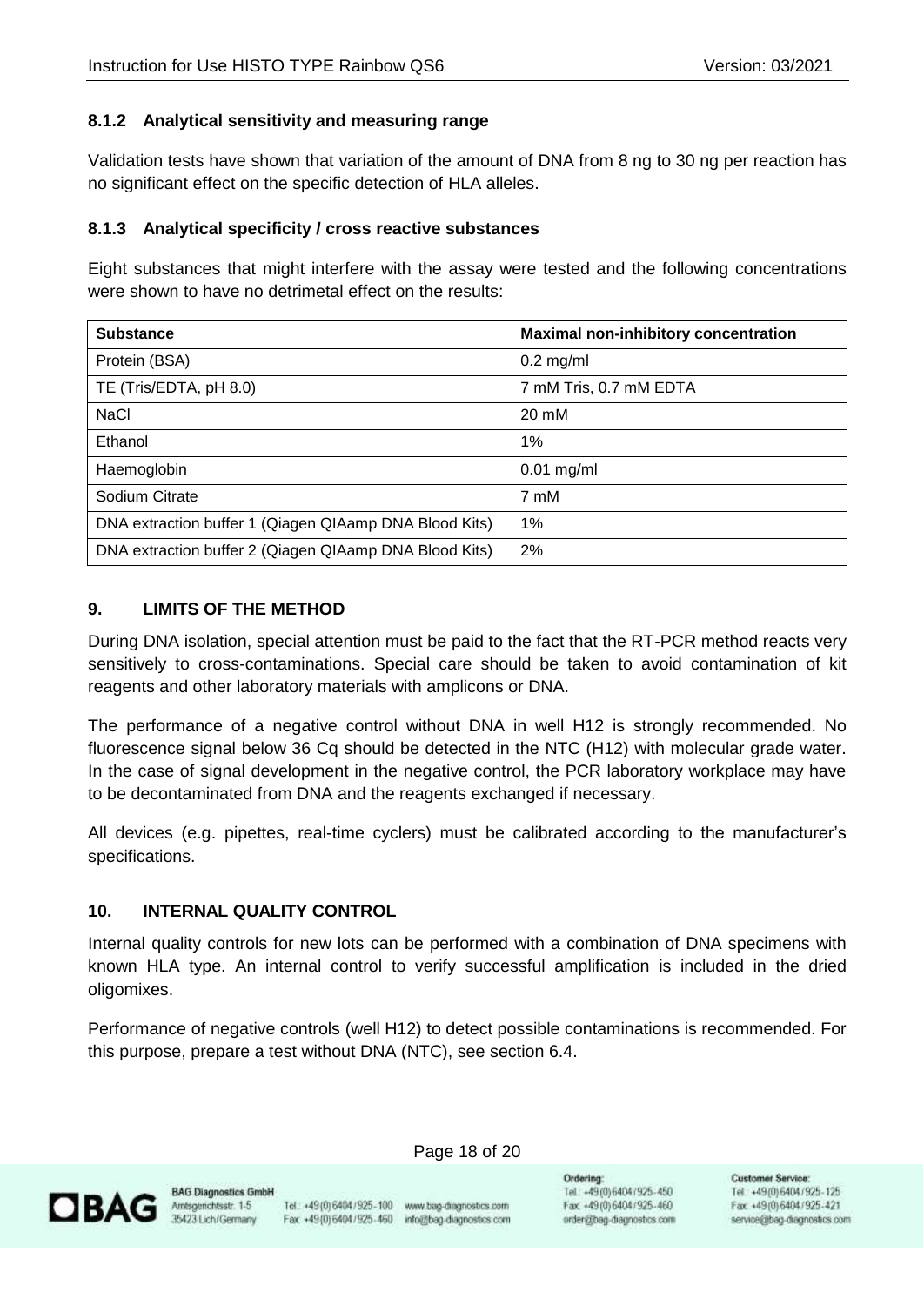#### 8.1.2 Analytical sensitivity and measuring range

Validation tests have shown that variation of the amount of DNA from 8 ng to 30 ng per reaction has no significant effect on the specific detection of HLA alleles.

#### 8.1.3 Analytical specificity / cross reactive substances

Eight substances that might interfere with the assay were tested and the following concentrations were shown to have no detrimetal effect on the results:

| Substance | Maximal non-inhibitory concentration |
|---|---|
| Protein (BSA) | 0.2 mg/ml |
| TE (Tris/EDTA, pH 8.0) | 7 mM Tris, 0.7 mM EDTA |
| NaCl | 20 mM |
| Ethanol | 1% |
| Haemoglobin | 0.01 mg/ml |
| Sodium Citrate | 7 mM |
| DNA extraction buffer 1 (Qiagen QIAamp DNA Blood Kits) | 1% |
| DNA extraction buffer 2 (Qiagen QIAamp DNA Blood Kits) | 2% |

## 9. LIMITS OF THE METHOD

During DNA isolation, special attention must be paid to the fact that the RT-PCR method reacts very sensitively to cross-contaminations. Special care should be taken to avoid contamination of kit reagents and other laboratory materials with amplicons or DNA.

The performance of a negative control without DNA in well H12 is strongly recommended. No fluorescence signal below 36 Cq should be detected in the NTC (H12) with molecular grade water. In the case of signal development in the negative control, the PCR laboratory workplace may have to be decontaminated from DNA and the reagents exchanged if necessary.

All devices (e.g. pipettes, real-time cyclers) must be calibrated according to the manufacturer's specifications.

## 10. INTERNAL QUALITY CONTROL

Internal quality controls for new lots can be performed with a combination of DNA specimens with known HLA type. An internal control to verify successful amplification is included in the dried oligomixes.

Performance of negative controls (well H12) to detect possible contaminations is recommended. For this purpose, prepare a test without DNA (NTC), see section 6.4.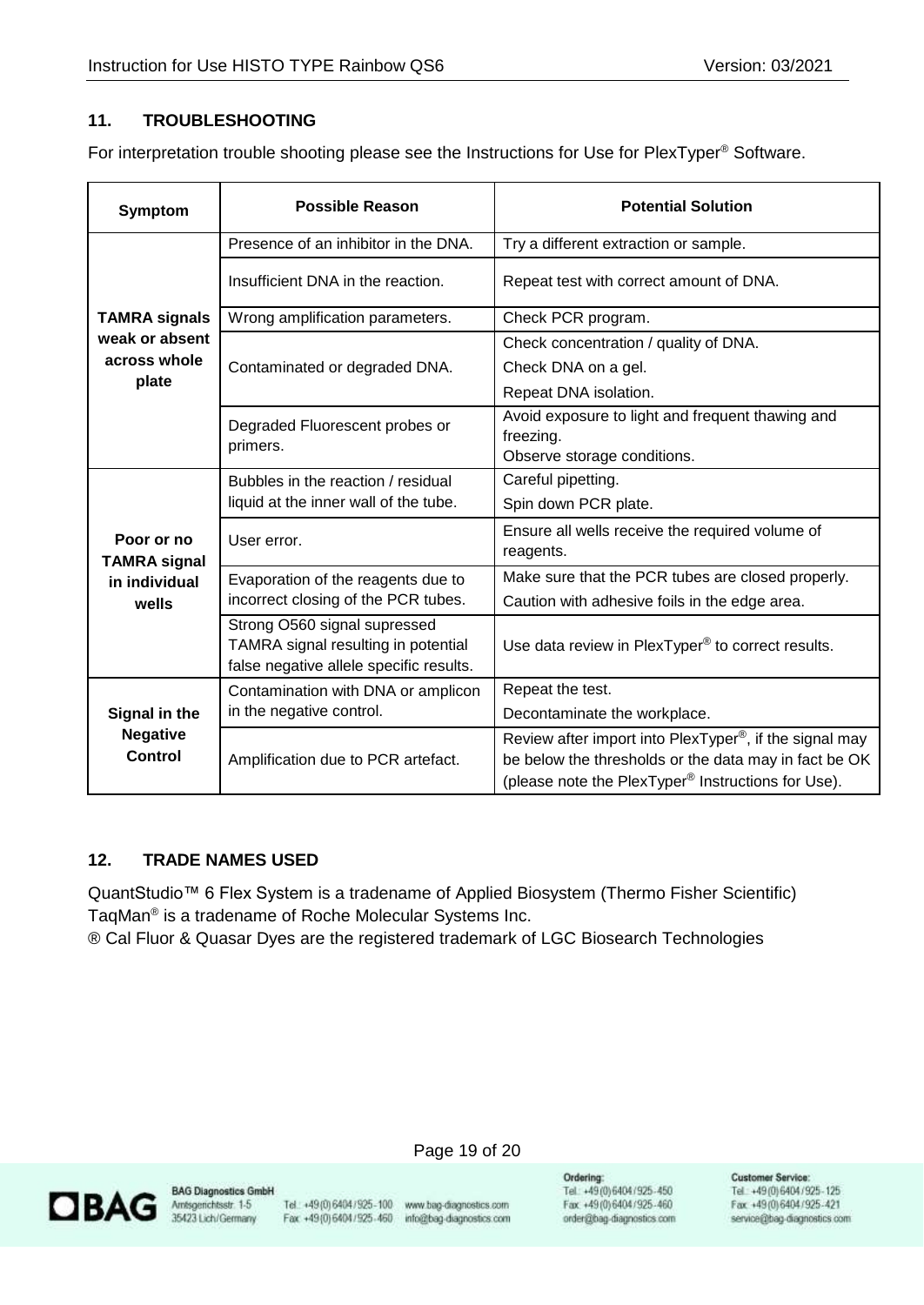## 11. TROUBLESHOOTING

For interpretation trouble shooting please see the Instructions for Use for PlexTyper® Software.

| Symptom | Possible Reason | Potential Solution |
|---|---|---|
| **TAMRA signals weak or absent across whole plate** | Presence of an inhibitor in the DNA. | Try a different extraction or sample. |
| | Insufficient DNA in the reaction. | Repeat test with correct amount of DNA. |
| | Wrong amplification parameters. | Check PCR program. |
| | Contaminated or degraded DNA. | Check concentration / quality of DNA.<br>Check DNA on a gel.<br>Repeat DNA isolation. |
| | Degraded Fluorescent probes or primers. | Avoid exposure to light and frequent thawing and freezing.<br>Observe storage conditions. |
| **Poor or no TAMRA signal in individual wells** | Bubbles in the reaction / residual liquid at the inner wall of the tube. | Careful pipetting.<br>Spin down PCR plate. |
| | User error. | Ensure all wells receive the required volume of reagents. |
| | Evaporation of the reagents due to incorrect closing of the PCR tubes. | Make sure that the PCR tubes are closed properly.<br>Caution with adhesive foils in the edge area. |
| | Strong O560 signal supressed TAMRA signal resulting in potential false negative allele specific results. | Use data review in PlexTyper® to correct results. |
| **Signal in the Negative Control** | Contamination with DNA or amplicon in the negative control. | Repeat the test.<br>Decontaminate the workplace. |
| | Amplification due to PCR artefact. | Review after import into PlexTyper®, if the signal may be below the thresholds or the data may in fact be OK (please note the PlexTyper® Instructions for Use). |

## 12. TRADE NAMES USED

QuantStudio™ 6 Flex System is a tradename of Applied Biosystem (Thermo Fisher Scientific)
TaqMan® is a tradename of Roche Molecular Systems Inc.
® Cal Fluor & Quasar Dyes are the registered trademark of LGC Biosearch Technologies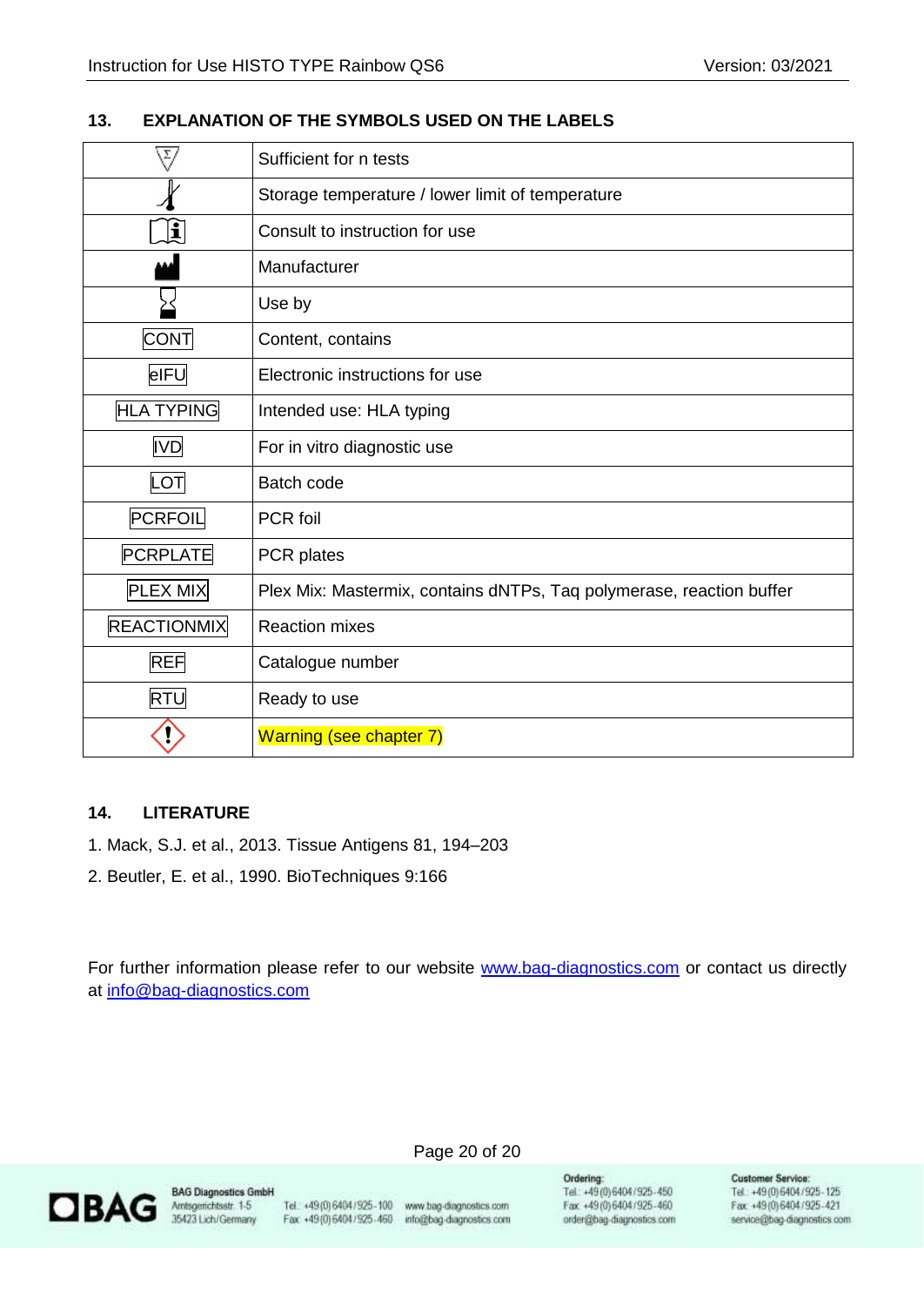## 13. EXPLANATION OF THE SYMBOLS USED ON THE LABELS

| | |
|---|---|
| Σ | Sufficient for n tests |
| 🌡 | Storage temperature / lower limit of temperature |
| 📖i | Consult to instruction for use |
| 🏭 | Manufacturer |
| ⌛ | Use by |
| CONT | Content, contains |
| eIFU | Electronic instructions for use |
| HLA TYPING | Intended use: HLA typing |
| IVD | For in vitro diagnostic use |
| LOT | Batch code |
| PCRFOIL | PCR foil |
| PCRPLATE | PCR plates |
| PLEX MIX | Plex Mix: Mastermix, contains dNTPs, Taq polymerase, reaction buffer |
| REACTIONMIX | Reaction mixes |
| REF | Catalogue number |
| RTU | Ready to use |
| ⚠ | Warning (see chapter 7) |

## 14. LITERATURE

1. Mack, S.J. et al., 2013. Tissue Antigens 81, 194–203
2. Beutler, E. et al., 1990. BioTechniques 9:166

For further information please refer to our website www.bag-diagnostics.com or contact us directly at info@bag-diagnostics.com

BAG Diagnostics GmbH
Amtsgerichtsstr. 1-5
35423 Lich/Germany

Tel.: +49(0)6404/925-100
Fax: +49(0)6404/925-460

www.bag-diagnostics.com
info@bag-diagnostics.com

Ordering:
Tel.: +49(0)6404/925-450
Fax: +49(0)6404/925-460
order@bag-diagnostics.com

Customer Service:
Tel.: +49(0)6404/925-125
Fax: +49(0)6404/925-421
service@bag-diagnostics.com